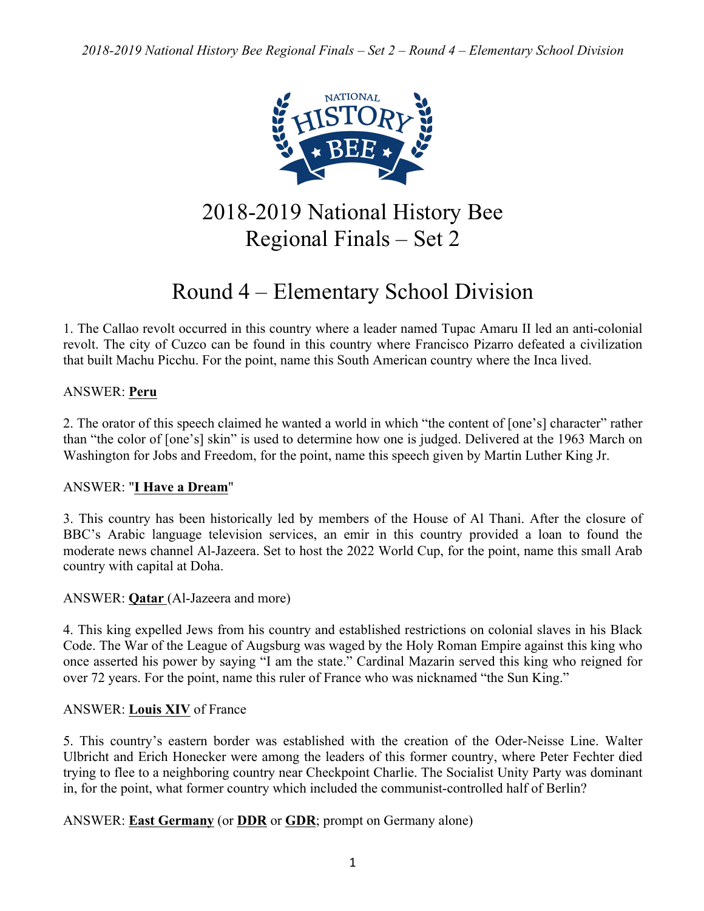# 2018-2019 National History Bee Regional Finals – Set 2

## Round 4 – Elementary School Division

1. The Callao revolt occurred in this country where a leader named Tupac Amaru II led an anti-colonial revolt. The city of Cuzco can be found in this country where Francisco Pizarro defeated a civilization that built Machu Picchu. For the point, name this South American country where the Inca lived.

ANSWER: **Peru**

2. The orator of this speech claimed he wanted a world in which "the content of [one's] character" rather than "the color of [one's] skin" is used to determine how one is judged. Delivered at the 1963 March on Washington for Jobs and Freedom, for the point, name this speech given by Martin Luther King Jr.

ANSWER: "**I Have a Dream**"

3. This country has been historically led by members of the House of Al Thani. After the closure of BBC's Arabic language television services, an emir in this country provided a loan to found the moderate news channel Al-Jazeera. Set to host the 2022 World Cup, for the point, name this small Arab country with capital at Doha.

ANSWER: **Qatar** (Al-Jazeera and more)

4. This king expelled Jews from his country and established restrictions on colonial slaves in his Black Code. The War of the League of Augsburg was waged by the Holy Roman Empire against this king who once asserted his power by saying "I am the state." Cardinal Mazarin served this king who reigned for over 72 years. For the point, name this ruler of France who was nicknamed "the Sun King."

ANSWER: **Louis XIV** of France

5. This country's eastern border was established with the creation of the Oder-Neisse Line. Walter Ulbricht and Erich Honecker were among the leaders of this former country, where Peter Fechter died trying to flee to a neighboring country near Checkpoint Charlie. The Socialist Unity Party was dominant in, for the point, what former country which included the communist-controlled half of Berlin?

ANSWER: **East Germany** (or **DDR** or **GDR**; prompt on Germany alone)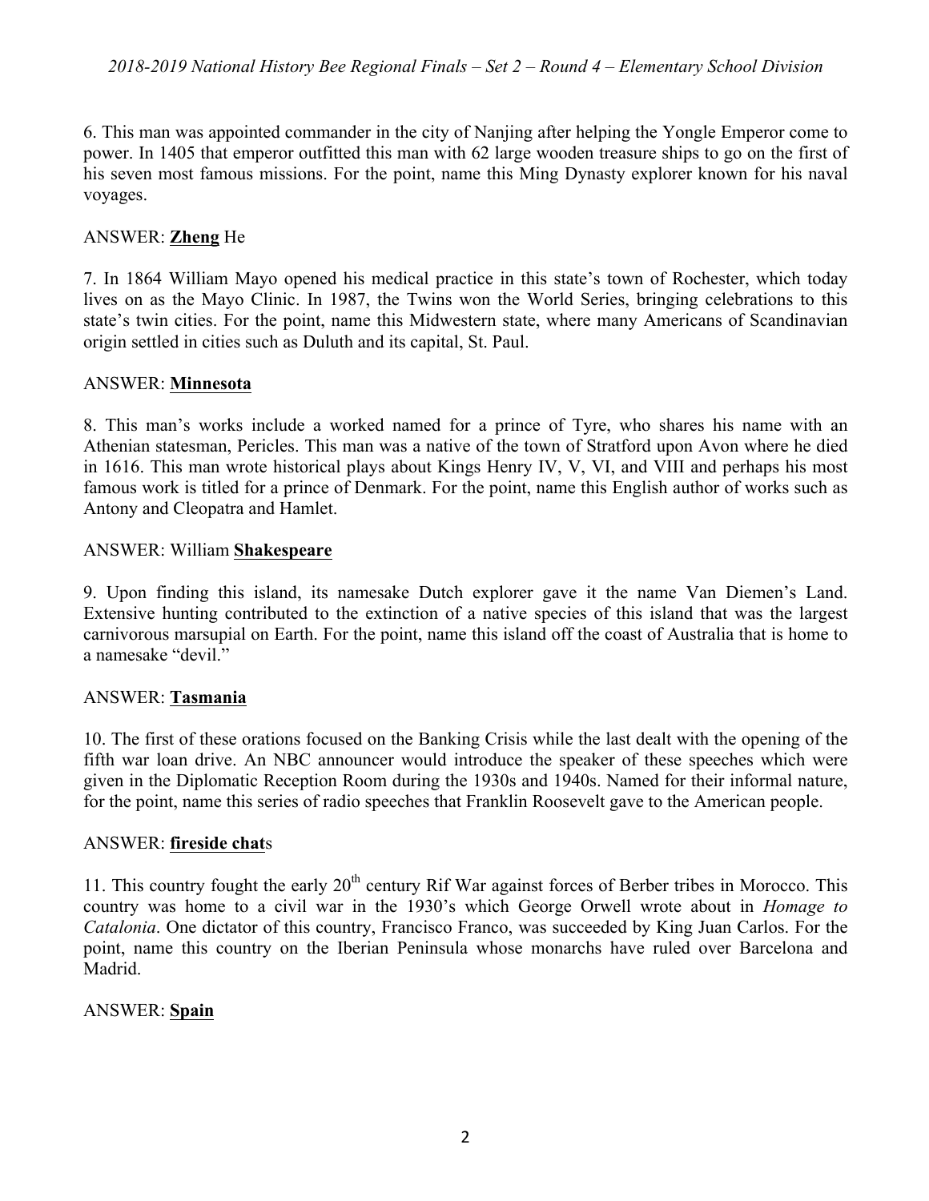6. This man was appointed commander in the city of Nanjing after helping the Yongle Emperor come to power. In 1405 that emperor outfitted this man with 62 large wooden treasure ships to go on the first of his seven most famous missions. For the point, name this Ming Dynasty explorer known for his naval voyages.

ANSWER: **Zheng** He

7. In 1864 William Mayo opened his medical practice in this state's town of Rochester, which today lives on as the Mayo Clinic. In 1987, the Twins won the World Series, bringing celebrations to this state's twin cities. For the point, name this Midwestern state, where many Americans of Scandinavian origin settled in cities such as Duluth and its capital, St. Paul.

ANSWER: **Minnesota**

8. This man's works include a worked named for a prince of Tyre, who shares his name with an Athenian statesman, Pericles. This man was a native of the town of Stratford upon Avon where he died in 1616. This man wrote historical plays about Kings Henry IV, V, VI, and VIII and perhaps his most famous work is titled for a prince of Denmark. For the point, name this English author of works such as Antony and Cleopatra and Hamlet.

ANSWER: William **Shakespeare**

9. Upon finding this island, its namesake Dutch explorer gave it the name Van Diemen's Land. Extensive hunting contributed to the extinction of a native species of this island that was the largest carnivorous marsupial on Earth. For the point, name this island off the coast of Australia that is home to a namesake "devil."

ANSWER: **Tasmania**

10. The first of these orations focused on the Banking Crisis while the last dealt with the opening of the fifth war loan drive. An NBC announcer would introduce the speaker of these speeches which were given in the Diplomatic Reception Room during the 1930s and 1940s. Named for their informal nature, for the point, name this series of radio speeches that Franklin Roosevelt gave to the American people.

ANSWER: **fireside chat**s

11. This country fought the early 20th century Rif War against forces of Berber tribes in Morocco. This country was home to a civil war in the 1930's which George Orwell wrote about in *Homage to Catalonia*. One dictator of this country, Francisco Franco, was succeeded by King Juan Carlos. For the point, name this country on the Iberian Peninsula whose monarchs have ruled over Barcelona and Madrid.

ANSWER: **Spain**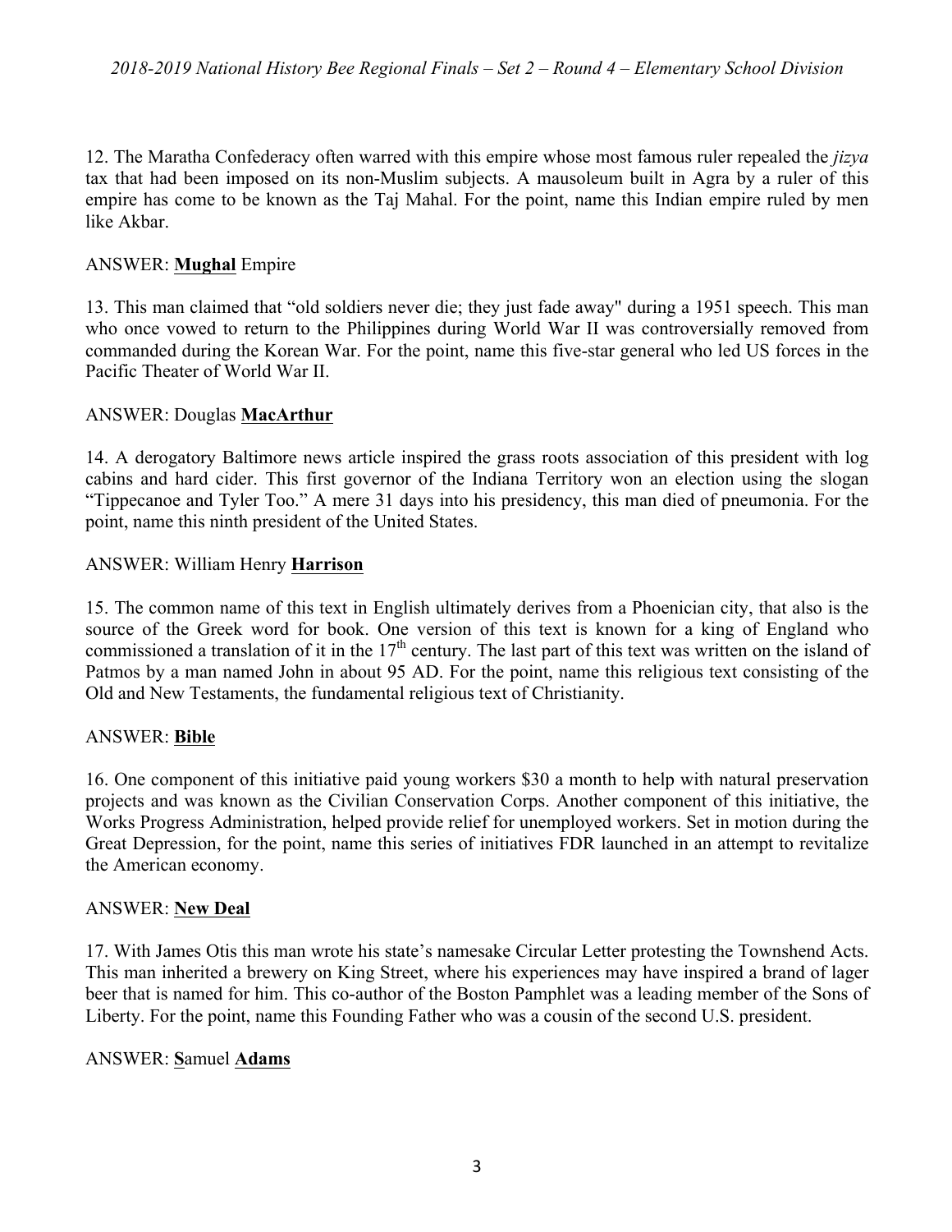12. The Maratha Confederacy often warred with this empire whose most famous ruler repealed the *jizya* tax that had been imposed on its non-Muslim subjects. A mausoleum built in Agra by a ruler of this empire has come to be known as the Taj Mahal. For the point, name this Indian empire ruled by men like Akbar.

ANSWER: **Mughal** Empire

13. This man claimed that "old soldiers never die; they just fade away" during a 1951 speech. This man who once vowed to return to the Philippines during World War II was controversially removed from commanded during the Korean War. For the point, name this five-star general who led US forces in the Pacific Theater of World War II.

ANSWER: Douglas **MacArthur**

14. A derogatory Baltimore news article inspired the grass roots association of this president with log cabins and hard cider. This first governor of the Indiana Territory won an election using the slogan "Tippecanoe and Tyler Too." A mere 31 days into his presidency, this man died of pneumonia. For the point, name this ninth president of the United States.

ANSWER: William Henry **Harrison**

15. The common name of this text in English ultimately derives from a Phoenician city, that also is the source of the Greek word for book. One version of this text is known for a king of England who commissioned a translation of it in the 17th century. The last part of this text was written on the island of Patmos by a man named John in about 95 AD. For the point, name this religious text consisting of the Old and New Testaments, the fundamental religious text of Christianity.

ANSWER: **Bible**

16. One component of this initiative paid young workers $30 a month to help with natural preservation projects and was known as the Civilian Conservation Corps. Another component of this initiative, the Works Progress Administration, helped provide relief for unemployed workers. Set in motion during the Great Depression, for the point, name this series of initiatives FDR launched in an attempt to revitalize the American economy.

ANSWER: **New Deal**

17. With James Otis this man wrote his state's namesake Circular Letter protesting the Townshend Acts. This man inherited a brewery on King Street, where his experiences may have inspired a brand of lager beer that is named for him. This co-author of the Boston Pamphlet was a leading member of the Sons of Liberty. For the point, name this Founding Father who was a cousin of the second U.S. president.

ANSWER: **S**amuel **Adams**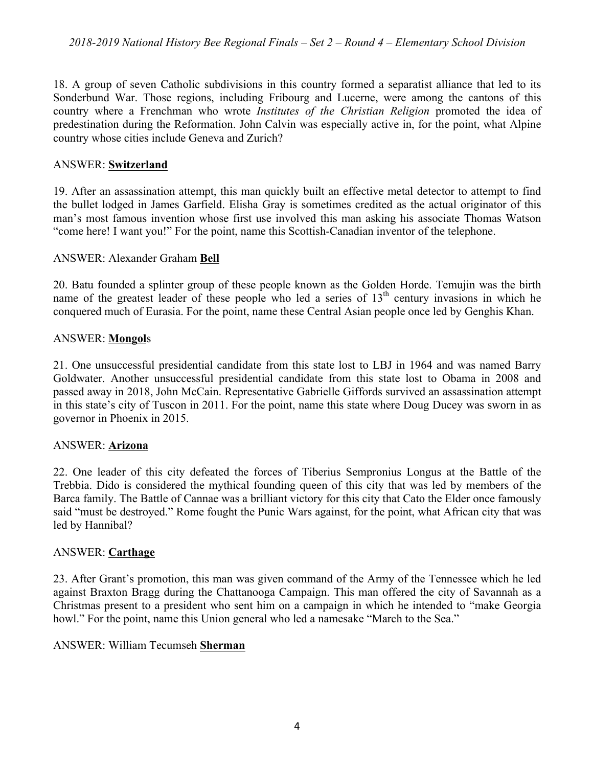18. A group of seven Catholic subdivisions in this country formed a separatist alliance that led to its Sonderbund War. Those regions, including Fribourg and Lucerne, were among the cantons of this country where a Frenchman who wrote *Institutes of the Christian Religion* promoted the idea of predestination during the Reformation. John Calvin was especially active in, for the point, what Alpine country whose cities include Geneva and Zurich?

ANSWER: **Switzerland**

19. After an assassination attempt, this man quickly built an effective metal detector to attempt to find the bullet lodged in James Garfield. Elisha Gray is sometimes credited as the actual originator of this man's most famous invention whose first use involved this man asking his associate Thomas Watson "come here! I want you!" For the point, name this Scottish-Canadian inventor of the telephone.

ANSWER: Alexander Graham **Bell**

20. Batu founded a splinter group of these people known as the Golden Horde. Temujin was the birth name of the greatest leader of these people who led a series of 13th century invasions in which he conquered much of Eurasia. For the point, name these Central Asian people once led by Genghis Khan.

ANSWER: **Mongol**s

21. One unsuccessful presidential candidate from this state lost to LBJ in 1964 and was named Barry Goldwater. Another unsuccessful presidential candidate from this state lost to Obama in 2008 and passed away in 2018, John McCain. Representative Gabrielle Giffords survived an assassination attempt in this state's city of Tuscon in 2011. For the point, name this state where Doug Ducey was sworn in as governor in Phoenix in 2015.

ANSWER: **Arizona**

22. One leader of this city defeated the forces of Tiberius Sempronius Longus at the Battle of the Trebbia. Dido is considered the mythical founding queen of this city that was led by members of the Barca family. The Battle of Cannae was a brilliant victory for this city that Cato the Elder once famously said "must be destroyed." Rome fought the Punic Wars against, for the point, what African city that was led by Hannibal?

ANSWER: **Carthage**

23. After Grant's promotion, this man was given command of the Army of the Tennessee which he led against Braxton Bragg during the Chattanooga Campaign. This man offered the city of Savannah as a Christmas present to a president who sent him on a campaign in which he intended to "make Georgia howl." For the point, name this Union general who led a namesake "March to the Sea."

ANSWER: William Tecumseh **Sherman**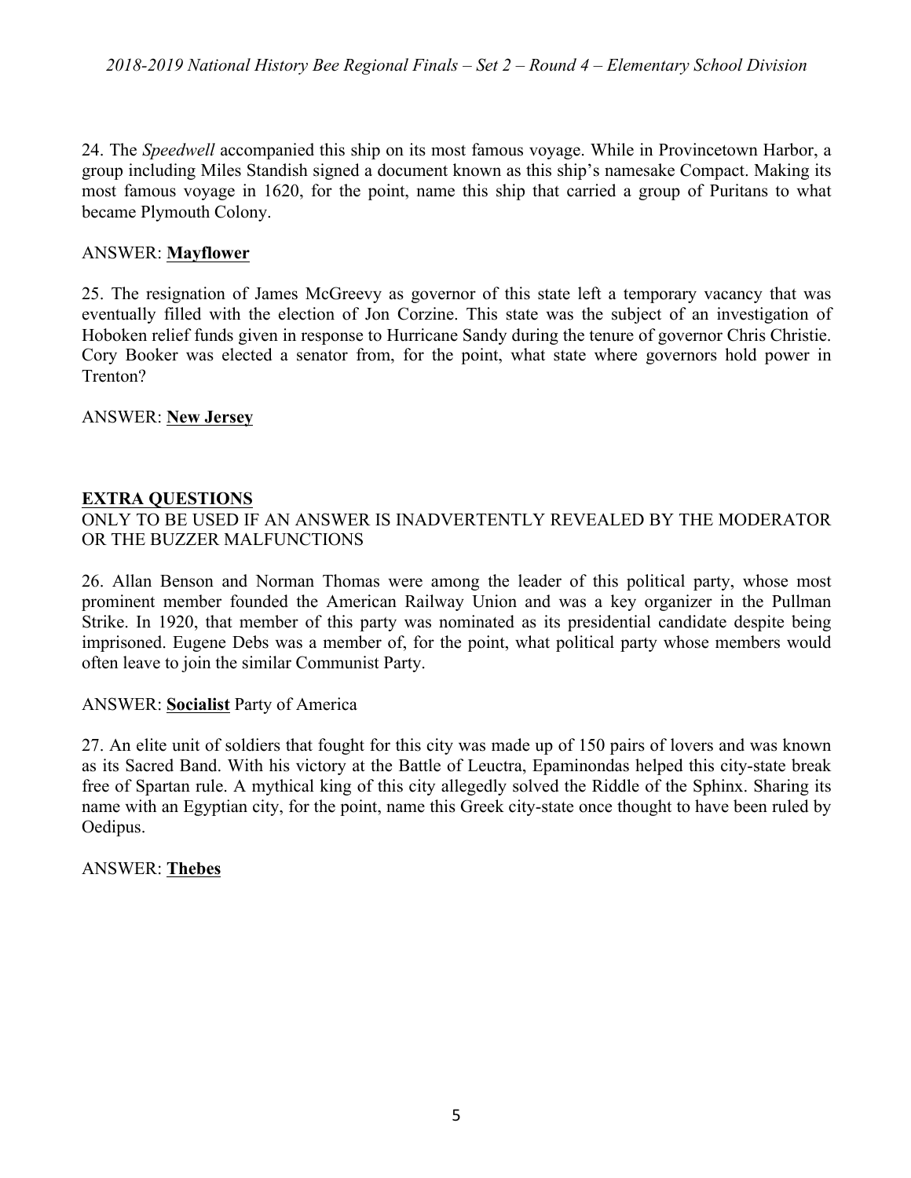24. The *Speedwell* accompanied this ship on its most famous voyage. While in Provincetown Harbor, a group including Miles Standish signed a document known as this ship's namesake Compact. Making its most famous voyage in 1620, for the point, name this ship that carried a group of Puritans to what became Plymouth Colony.

ANSWER: **Mayflower**

25. The resignation of James McGreevy as governor of this state left a temporary vacancy that was eventually filled with the election of Jon Corzine. This state was the subject of an investigation of Hoboken relief funds given in response to Hurricane Sandy during the tenure of governor Chris Christie. Cory Booker was elected a senator from, for the point, what state where governors hold power in Trenton?

ANSWER: **New Jersey**

**EXTRA QUESTIONS**

ONLY TO BE USED IF AN ANSWER IS INADVERTENTLY REVEALED BY THE MODERATOR OR THE BUZZER MALFUNCTIONS

26. Allan Benson and Norman Thomas were among the leader of this political party, whose most prominent member founded the American Railway Union and was a key organizer in the Pullman Strike. In 1920, that member of this party was nominated as its presidential candidate despite being imprisoned. Eugene Debs was a member of, for the point, what political party whose members would often leave to join the similar Communist Party.

ANSWER: **Socialist** Party of America

27. An elite unit of soldiers that fought for this city was made up of 150 pairs of lovers and was known as its Sacred Band. With his victory at the Battle of Leuctra, Epaminondas helped this city-state break free of Spartan rule. A mythical king of this city allegedly solved the Riddle of the Sphinx. Sharing its name with an Egyptian city, for the point, name this Greek city-state once thought to have been ruled by Oedipus.

ANSWER: **Thebes**